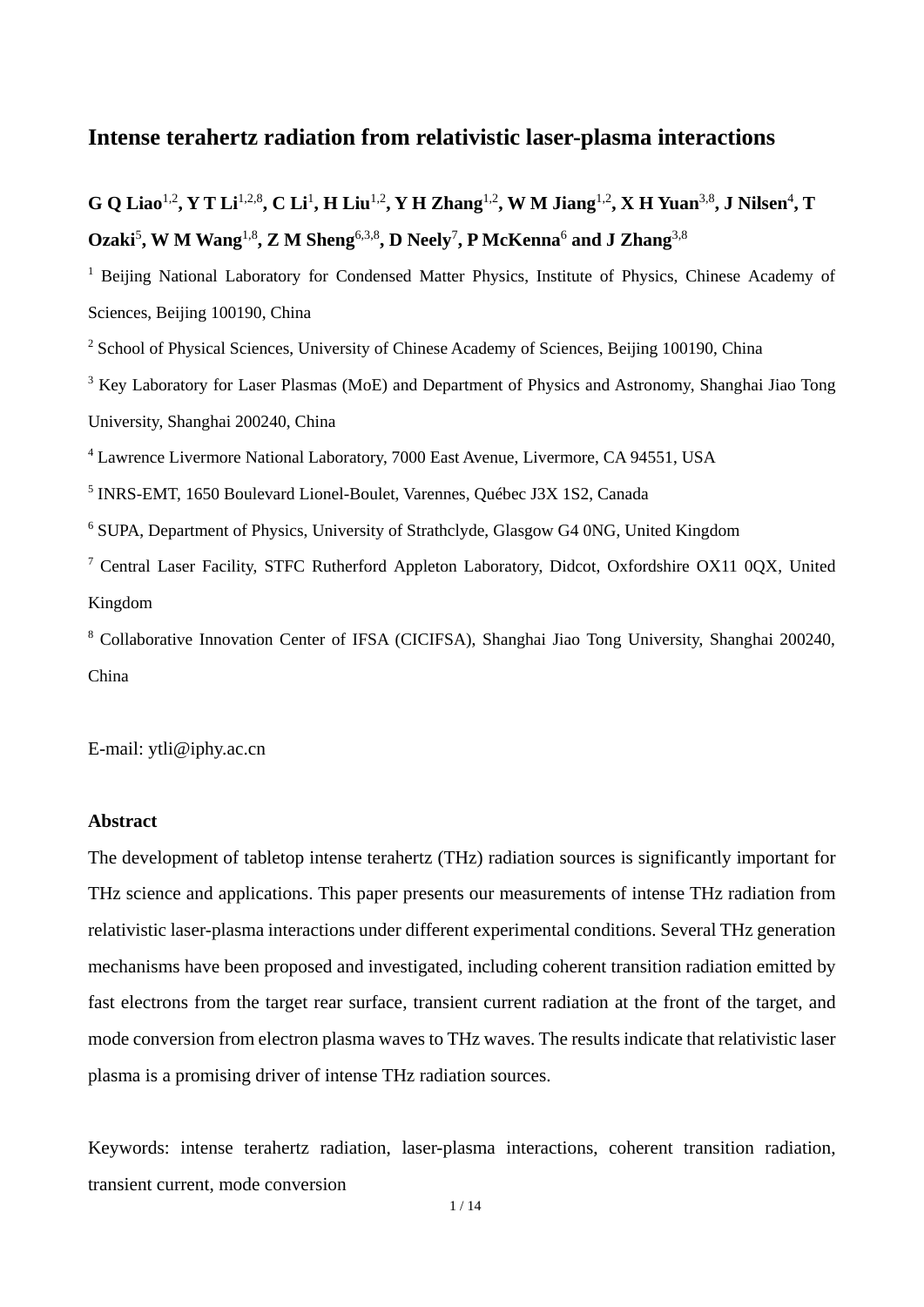# Intense terahertz radiation from relativistic laser-plasma interactions

**G Q Liao[1,2], Y T Li[1,2,8], C Li[1], H Liu[1,2], Y H Zhang[1,2], W M Jiang[1,2], X H Yuan[3,8], J Nilsen[4], T Ozaki[5], W M Wang[1,8], Z M Sheng[6,3,8], D Neely[7], P McKenna[6] and J Zhang[3,8]**

[1] Beijing National Laboratory for Condensed Matter Physics, Institute of Physics, Chinese Academy of Sciences, Beijing 100190, China

[2] School of Physical Sciences, University of Chinese Academy of Sciences, Beijing 100190, China

[3] Key Laboratory for Laser Plasmas (MoE) and Department of Physics and Astronomy, Shanghai Jiao Tong University, Shanghai 200240, China

[4] Lawrence Livermore National Laboratory, 7000 East Avenue, Livermore, CA 94551, USA

[5] INRS-EMT, 1650 Boulevard Lionel-Boulet, Varennes, Québec J3X 1S2, Canada

[6] SUPA, Department of Physics, University of Strathclyde, Glasgow G4 0NG, United Kingdom

[7] Central Laser Facility, STFC Rutherford Appleton Laboratory, Didcot, Oxfordshire OX11 0QX, United Kingdom

[8] Collaborative Innovation Center of IFSA (CICIFSA), Shanghai Jiao Tong University, Shanghai 200240, China

E-mail: ytli@iphy.ac.cn

**Abstract**

The development of tabletop intense terahertz (THz) radiation sources is significantly important for THz science and applications. This paper presents our measurements of intense THz radiation from relativistic laser-plasma interactions under different experimental conditions. Several THz generation mechanisms have been proposed and investigated, including coherent transition radiation emitted by fast electrons from the target rear surface, transient current radiation at the front of the target, and mode conversion from electron plasma waves to THz waves. The results indicate that relativistic laser plasma is a promising driver of intense THz radiation sources.

Keywords: intense terahertz radiation, laser-plasma interactions, coherent transition radiation, transient current, mode conversion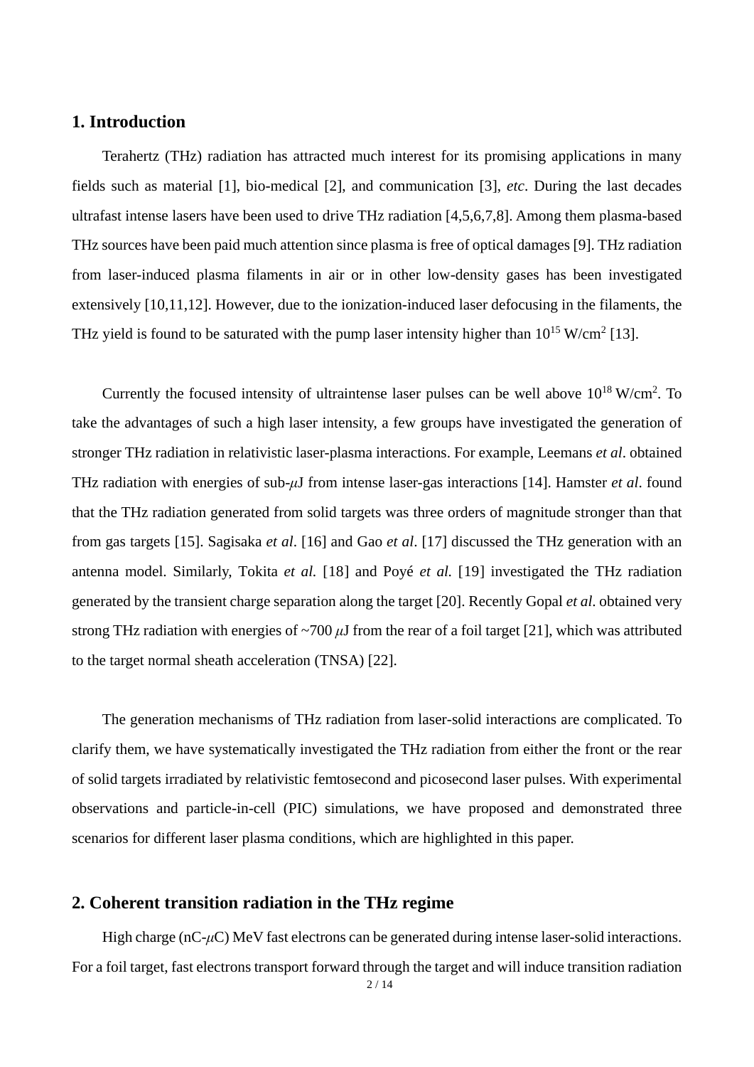## 1. Introduction

Terahertz (THz) radiation has attracted much interest for its promising applications in many fields such as material [1], bio-medical [2], and communication [3], *etc*. During the last decades ultrafast intense lasers have been used to drive THz radiation [4,5,6,7,8]. Among them plasma-based THz sources have been paid much attention since plasma is free of optical damages [9]. THz radiation from laser-induced plasma filaments in air or in other low-density gases has been investigated extensively [10,11,12]. However, due to the ionization-induced laser defocusing in the filaments, the THz yield is found to be saturated with the pump laser intensity higher than $10^{15}$ W/cm$^2$ [13].

Currently the focused intensity of ultraintense laser pulses can be well above $10^{18}$ W/cm$^2$. To take the advantages of such a high laser intensity, a few groups have investigated the generation of stronger THz radiation in relativistic laser-plasma interactions. For example, Leemans *et al*. obtained THz radiation with energies of sub-$\mu$J from intense laser-gas interactions [14]. Hamster *et al*. found that the THz radiation generated from solid targets was three orders of magnitude stronger than that from gas targets [15]. Sagisaka *et al*. [16] and Gao *et al*. [17] discussed the THz generation with an antenna model. Similarly, Tokita *et al.* [18] and Poyé *et al.* [19] investigated the THz radiation generated by the transient charge separation along the target [20]. Recently Gopal *et al*. obtained very strong THz radiation with energies of ~700 $\mu$J from the rear of a foil target [21], which was attributed to the target normal sheath acceleration (TNSA) [22].

The generation mechanisms of THz radiation from laser-solid interactions are complicated. To clarify them, we have systematically investigated the THz radiation from either the front or the rear of solid targets irradiated by relativistic femtosecond and picosecond laser pulses. With experimental observations and particle-in-cell (PIC) simulations, we have proposed and demonstrated three scenarios for different laser plasma conditions, which are highlighted in this paper.

## 2. Coherent transition radiation in the THz regime

High charge (nC-$\mu$C) MeV fast electrons can be generated during intense laser-solid interactions. For a foil target, fast electrons transport forward through the target and will induce transition radiation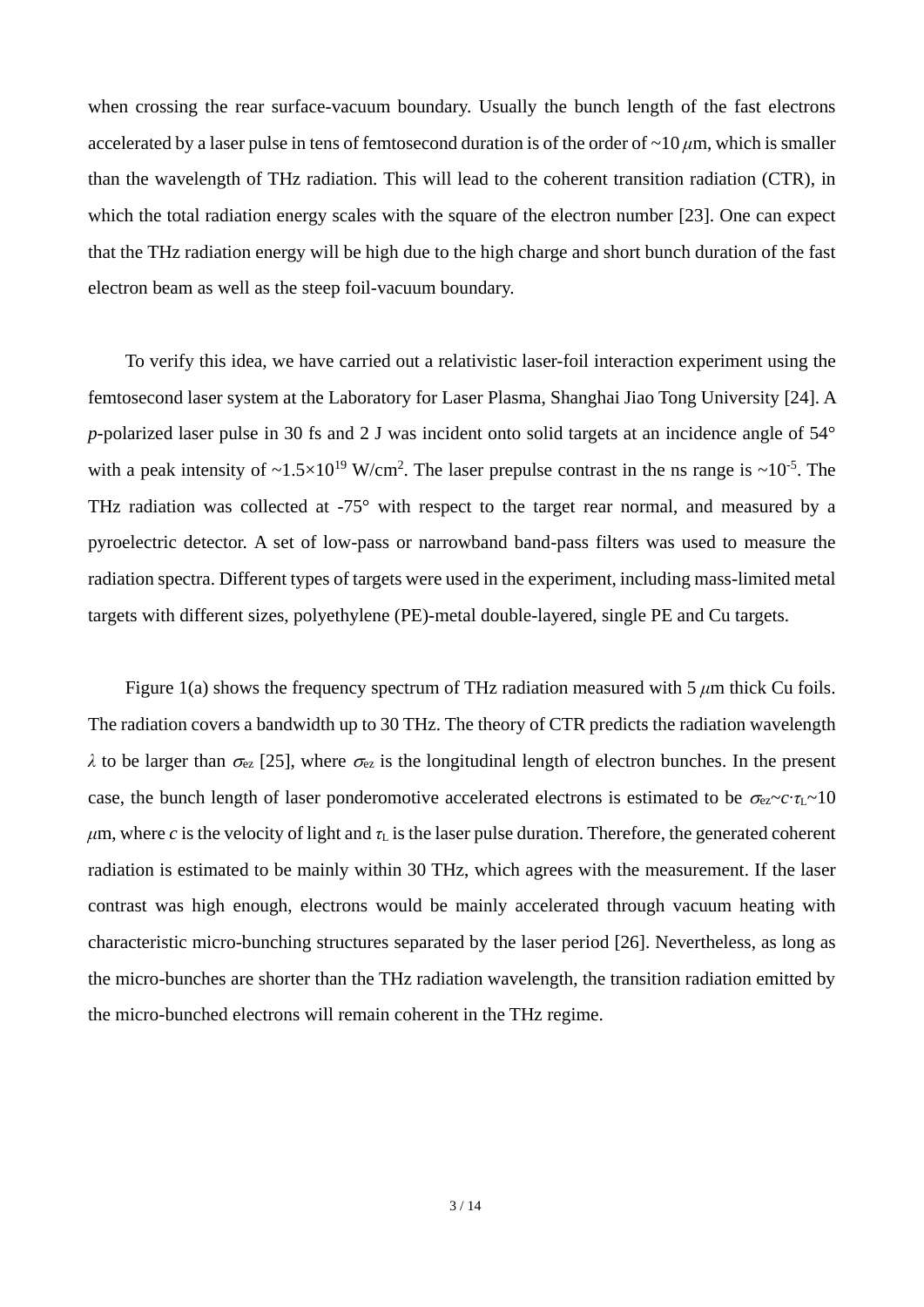when crossing the rear surface-vacuum boundary. Usually the bunch length of the fast electrons accelerated by a laser pulse in tens of femtosecond duration is of the order of ~10 $\mu$m, which is smaller than the wavelength of THz radiation. This will lead to the coherent transition radiation (CTR), in which the total radiation energy scales with the square of the electron number [23]. One can expect that the THz radiation energy will be high due to the high charge and short bunch duration of the fast electron beam as well as the steep foil-vacuum boundary.

To verify this idea, we have carried out a relativistic laser-foil interaction experiment using the femtosecond laser system at the Laboratory for Laser Plasma, Shanghai Jiao Tong University [24]. A *p*-polarized laser pulse in 30 fs and 2 J was incident onto solid targets at an incidence angle of 54° with a peak intensity of ~$1.5\times10^{19}$ W/cm$^2$. The laser prepulse contrast in the ns range is ~$10^{-5}$. The THz radiation was collected at -75° with respect to the target rear normal, and measured by a pyroelectric detector. A set of low-pass or narrowband band-pass filters was used to measure the radiation spectra. Different types of targets were used in the experiment, including mass-limited metal targets with different sizes, polyethylene (PE)-metal double-layered, single PE and Cu targets.

Figure 1(a) shows the frequency spectrum of THz radiation measured with 5 $\mu$m thick Cu foils. The radiation covers a bandwidth up to 30 THz. The theory of CTR predicts the radiation wavelength $\lambda$ to be larger than $\sigma_{ez}$ [25], where $\sigma_{ez}$ is the longitudinal length of electron bunches. In the present case, the bunch length of laser ponderomotive accelerated electrons is estimated to be $\sigma_{ez}\sim c\cdot\tau_L\sim10$ $\mu$m, where $c$ is the velocity of light and $\tau_L$ is the laser pulse duration. Therefore, the generated coherent radiation is estimated to be mainly within 30 THz, which agrees with the measurement. If the laser contrast was high enough, electrons would be mainly accelerated through vacuum heating with characteristic micro-bunching structures separated by the laser period [26]. Nevertheless, as long as the micro-bunches are shorter than the THz radiation wavelength, the transition radiation emitted by the micro-bunched electrons will remain coherent in the THz regime.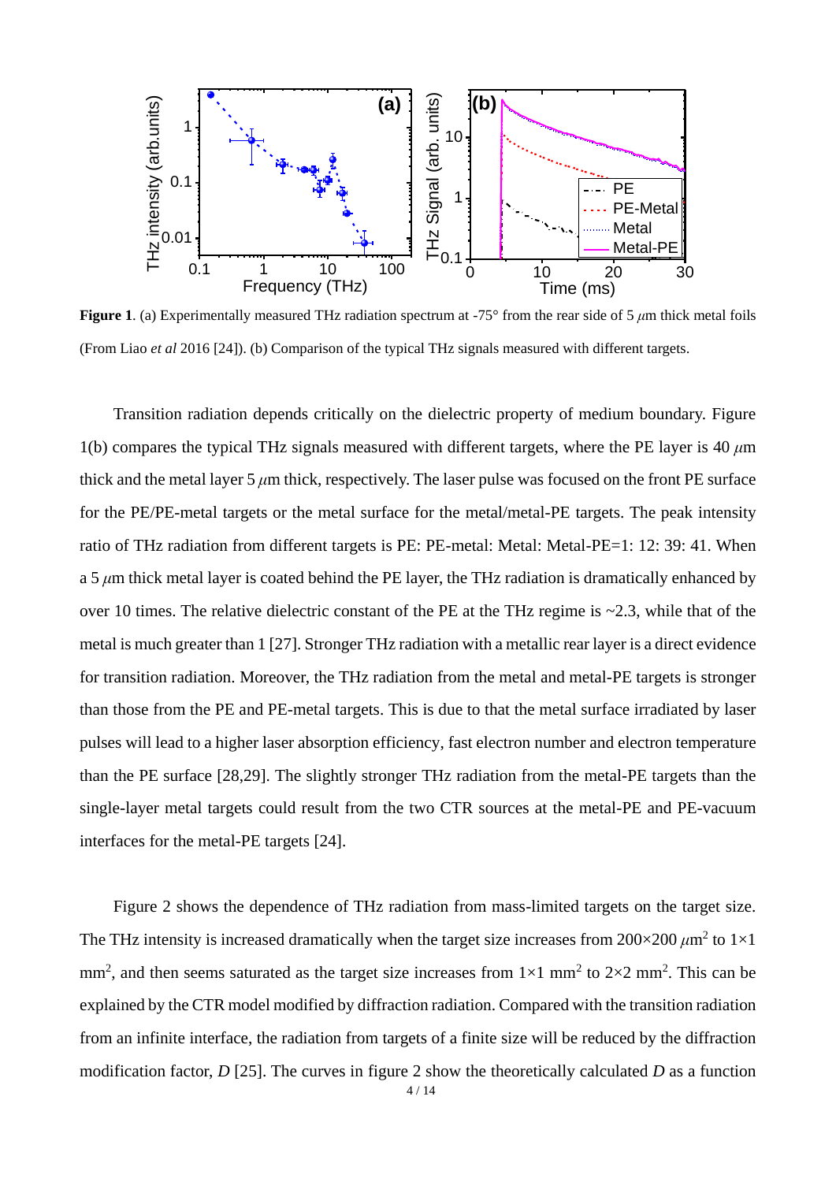**Figure 1**. (a) Experimentally measured THz radiation spectrum at -75° from the rear side of 5 $\mu$m thick metal foils (From Liao *et al* 2016 [24]). (b) Comparison of the typical THz signals measured with different targets.

Transition radiation depends critically on the dielectric property of medium boundary. Figure 1(b) compares the typical THz signals measured with different targets, where the PE layer is 40 $\mu$m thick and the metal layer 5 $\mu$m thick, respectively. The laser pulse was focused on the front PE surface for the PE/PE-metal targets or the metal surface for the metal/metal-PE targets. The peak intensity ratio of THz radiation from different targets is PE: PE-metal: Metal: Metal-PE=1: 12: 39: 41. When a 5 $\mu$m thick metal layer is coated behind the PE layer, the THz radiation is dramatically enhanced by over 10 times. The relative dielectric constant of the PE at the THz regime is ~2.3, while that of the metal is much greater than 1 [27]. Stronger THz radiation with a metallic rear layer is a direct evidence for transition radiation. Moreover, the THz radiation from the metal and metal-PE targets is stronger than those from the PE and PE-metal targets. This is due to that the metal surface irradiated by laser pulses will lead to a higher laser absorption efficiency, fast electron number and electron temperature than the PE surface [28,29]. The slightly stronger THz radiation from the metal-PE targets than the single-layer metal targets could result from the two CTR sources at the metal-PE and PE-vacuum interfaces for the metal-PE targets [24].

Figure 2 shows the dependence of THz radiation from mass-limited targets on the target size. The THz intensity is increased dramatically when the target size increases from 200×200 $\mu m^2$ to 1×1 $mm^2$, and then seems saturated as the target size increases from 1×1 $mm^2$ to 2×2 $mm^2$. This can be explained by the CTR model modified by diffraction radiation. Compared with the transition radiation from an infinite interface, the radiation from targets of a finite size will be reduced by the diffraction modification factor, $D$ [25]. The curves in figure 2 show the theoretically calculated $D$ as a function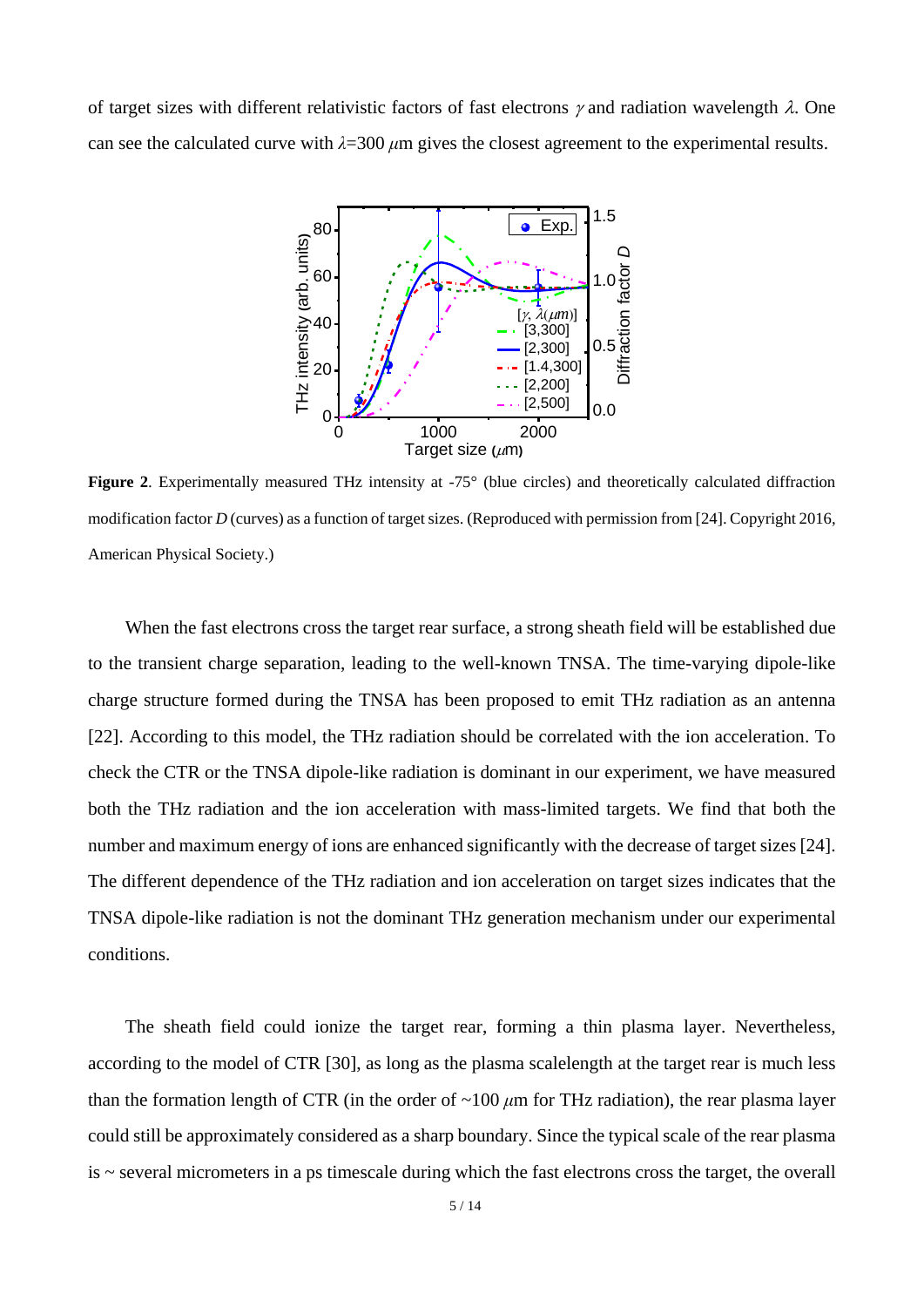of target sizes with different relativistic factors of fast electrons $\gamma$ and radiation wavelength $\lambda$. One can see the calculated curve with $\lambda$=300 $\mu$m gives the closest agreement to the experimental results.

**Figure 2**. Experimentally measured THz intensity at -75° (blue circles) and theoretically calculated diffraction modification factor $D$ (curves) as a function of target sizes. (Reproduced with permission from [24]. Copyright 2016, American Physical Society.)

When the fast electrons cross the target rear surface, a strong sheath field will be established due to the transient charge separation, leading to the well-known TNSA. The time-varying dipole-like charge structure formed during the TNSA has been proposed to emit THz radiation as an antenna [22]. According to this model, the THz radiation should be correlated with the ion acceleration. To check the CTR or the TNSA dipole-like radiation is dominant in our experiment, we have measured both the THz radiation and the ion acceleration with mass-limited targets. We find that both the number and maximum energy of ions are enhanced significantly with the decrease of target sizes [24]. The different dependence of the THz radiation and ion acceleration on target sizes indicates that the TNSA dipole-like radiation is not the dominant THz generation mechanism under our experimental conditions.

The sheath field could ionize the target rear, forming a thin plasma layer. Nevertheless, according to the model of CTR [30], as long as the plasma scalelength at the target rear is much less than the formation length of CTR (in the order of ~100 $\mu$m for THz radiation), the rear plasma layer could still be approximately considered as a sharp boundary. Since the typical scale of the rear plasma is ~ several micrometers in a ps timescale during which the fast electrons cross the target, the overall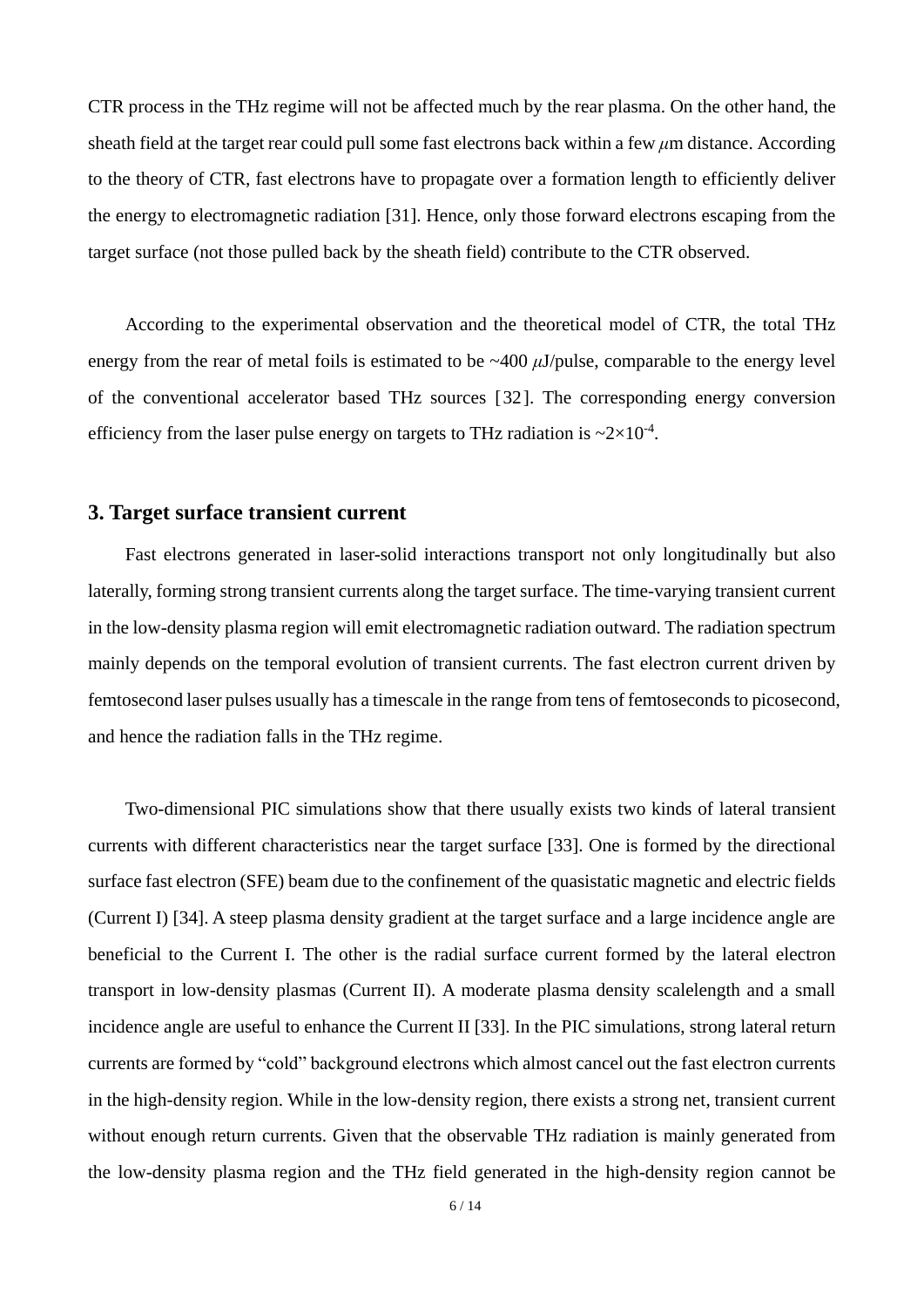CTR process in the THz regime will not be affected much by the rear plasma. On the other hand, the sheath field at the target rear could pull some fast electrons back within a few $\mu$m distance. According to the theory of CTR, fast electrons have to propagate over a formation length to efficiently deliver the energy to electromagnetic radiation [31]. Hence, only those forward electrons escaping from the target surface (not those pulled back by the sheath field) contribute to the CTR observed.

According to the experimental observation and the theoretical model of CTR, the total THz energy from the rear of metal foils is estimated to be ~400 $\mu$J/pulse, comparable to the energy level of the conventional accelerator based THz sources [32]. The corresponding energy conversion efficiency from the laser pulse energy on targets to THz radiation is ~$2\times10^{-4}$.

## 3. Target surface transient current

Fast electrons generated in laser-solid interactions transport not only longitudinally but also laterally, forming strong transient currents along the target surface. The time-varying transient current in the low-density plasma region will emit electromagnetic radiation outward. The radiation spectrum mainly depends on the temporal evolution of transient currents. The fast electron current driven by femtosecond laser pulses usually has a timescale in the range from tens of femtoseconds to picosecond, and hence the radiation falls in the THz regime.

Two-dimensional PIC simulations show that there usually exists two kinds of lateral transient currents with different characteristics near the target surface [33]. One is formed by the directional surface fast electron (SFE) beam due to the confinement of the quasistatic magnetic and electric fields (Current I) [34]. A steep plasma density gradient at the target surface and a large incidence angle are beneficial to the Current I. The other is the radial surface current formed by the lateral electron transport in low-density plasmas (Current II). A moderate plasma density scalelength and a small incidence angle are useful to enhance the Current II [33]. In the PIC simulations, strong lateral return currents are formed by "cold" background electrons which almost cancel out the fast electron currents in the high-density region. While in the low-density region, there exists a strong net, transient current without enough return currents. Given that the observable THz radiation is mainly generated from the low-density plasma region and the THz field generated in the high-density region cannot be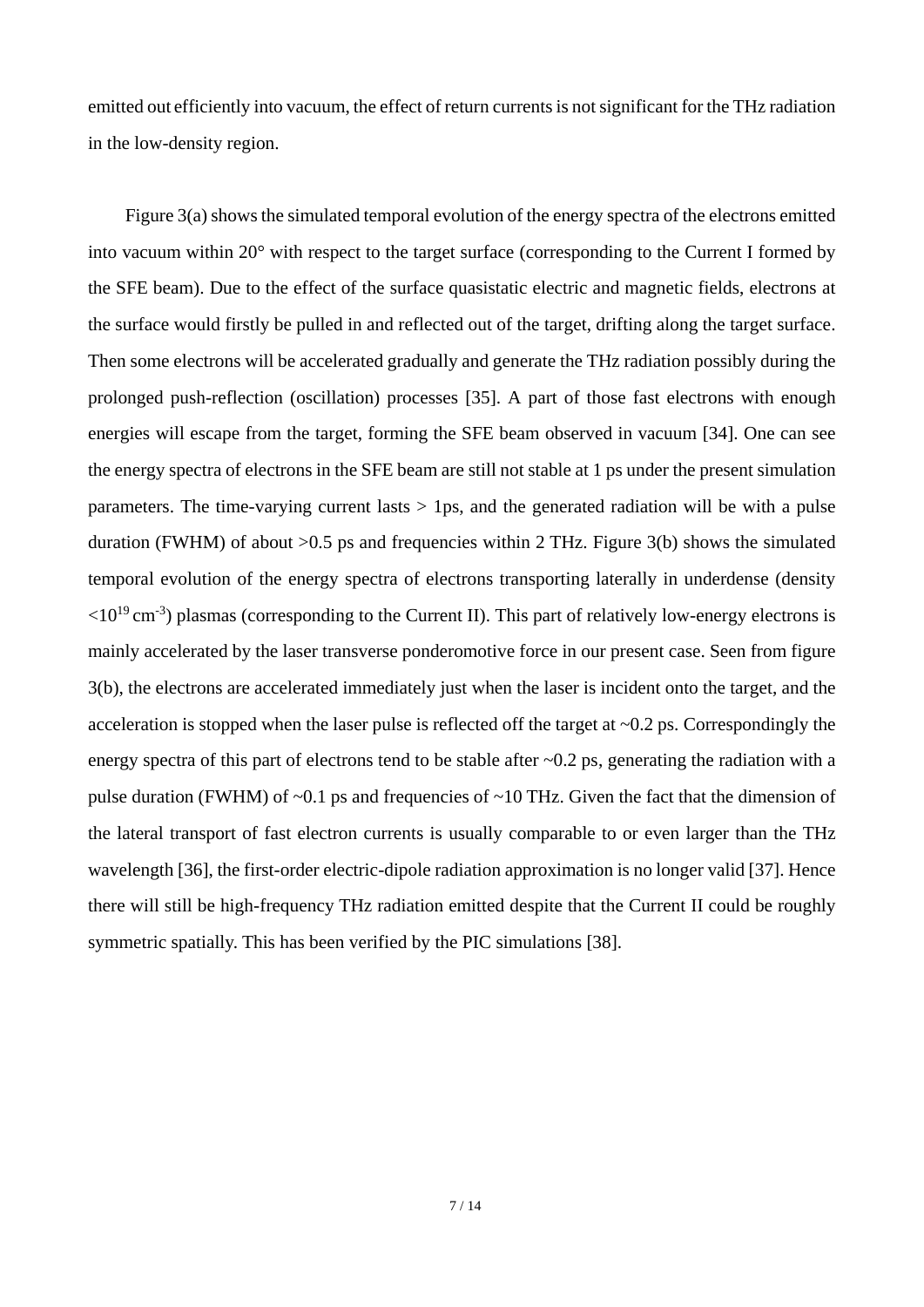emitted out efficiently into vacuum, the effect of return currents is not significant for the THz radiation in the low-density region.

Figure 3(a) shows the simulated temporal evolution of the energy spectra of the electrons emitted into vacuum within 20° with respect to the target surface (corresponding to the Current I formed by the SFE beam). Due to the effect of the surface quasistatic electric and magnetic fields, electrons at the surface would firstly be pulled in and reflected out of the target, drifting along the target surface. Then some electrons will be accelerated gradually and generate the THz radiation possibly during the prolonged push-reflection (oscillation) processes [35]. A part of those fast electrons with enough energies will escape from the target, forming the SFE beam observed in vacuum [34]. One can see the energy spectra of electrons in the SFE beam are still not stable at 1 ps under the present simulation parameters. The time-varying current lasts > 1ps, and the generated radiation will be with a pulse duration (FWHM) of about >0.5 ps and frequencies within 2 THz. Figure 3(b) shows the simulated temporal evolution of the energy spectra of electrons transporting laterally in underdense (density $<10^{19}$ cm$^{-3}$) plasmas (corresponding to the Current II). This part of relatively low-energy electrons is mainly accelerated by the laser transverse ponderomotive force in our present case. Seen from figure 3(b), the electrons are accelerated immediately just when the laser is incident onto the target, and the acceleration is stopped when the laser pulse is reflected off the target at ~0.2 ps. Correspondingly the energy spectra of this part of electrons tend to be stable after ~0.2 ps, generating the radiation with a pulse duration (FWHM) of ~0.1 ps and frequencies of ~10 THz. Given the fact that the dimension of the lateral transport of fast electron currents is usually comparable to or even larger than the THz wavelength [36], the first-order electric-dipole radiation approximation is no longer valid [37]. Hence there will still be high-frequency THz radiation emitted despite that the Current II could be roughly symmetric spatially. This has been verified by the PIC simulations [38].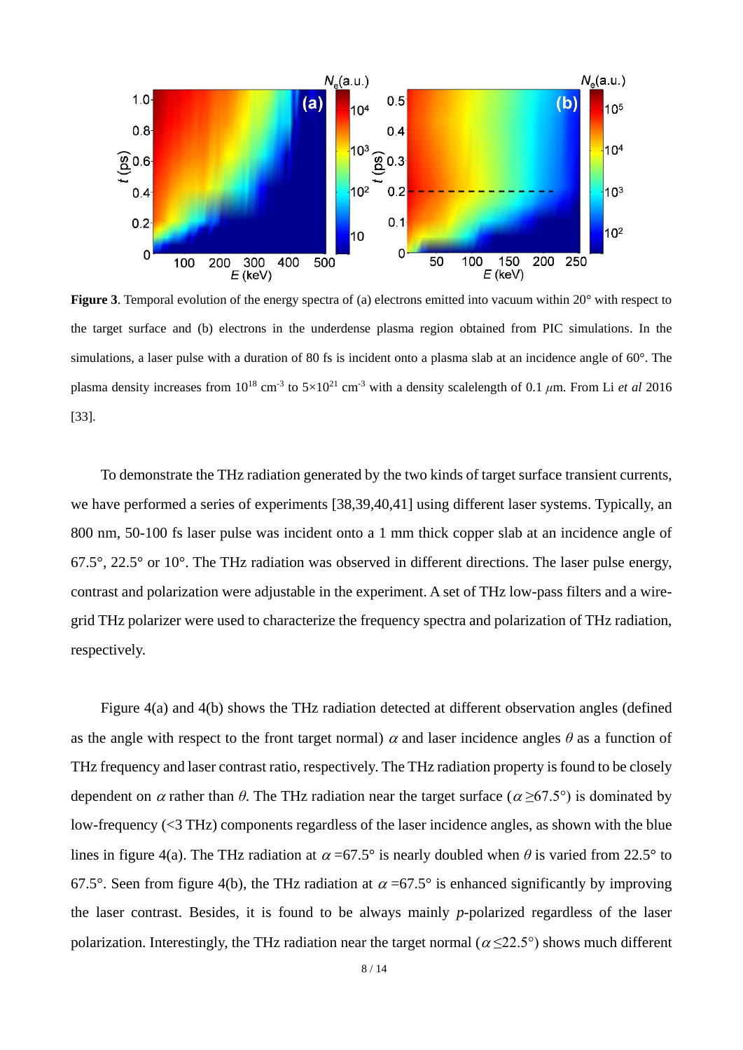**Figure 3**. Temporal evolution of the energy spectra of (a) electrons emitted into vacuum within 20° with respect to the target surface and (b) electrons in the underdense plasma region obtained from PIC simulations. In the simulations, a laser pulse with a duration of 80 fs is incident onto a plasma slab at an incidence angle of 60°. The plasma density increases from $10^{18}$ cm$^{-3}$ to $5\times10^{21}$ cm$^{-3}$ with a density scalelength of 0.1 $\mu$m. From Li *et al* 2016 [33].

To demonstrate the THz radiation generated by the two kinds of target surface transient currents, we have performed a series of experiments [38,39,40,41] using different laser systems. Typically, an 800 nm, 50-100 fs laser pulse was incident onto a 1 mm thick copper slab at an incidence angle of 67.5°, 22.5° or 10°. The THz radiation was observed in different directions. The laser pulse energy, contrast and polarization were adjustable in the experiment. A set of THz low-pass filters and a wire-grid THz polarizer were used to characterize the frequency spectra and polarization of THz radiation, respectively.

Figure 4(a) and 4(b) shows the THz radiation detected at different observation angles (defined as the angle with respect to the front target normal) $\alpha$ and laser incidence angles $\theta$ as a function of THz frequency and laser contrast ratio, respectively. The THz radiation property is found to be closely dependent on $\alpha$ rather than $\theta$. The THz radiation near the target surface ($\alpha \geq 67.5°$) is dominated by low-frequency (<3 THz) components regardless of the laser incidence angles, as shown with the blue lines in figure 4(a). The THz radiation at $\alpha = 67.5°$ is nearly doubled when $\theta$ is varied from 22.5° to 67.5°. Seen from figure 4(b), the THz radiation at $\alpha = 67.5°$ is enhanced significantly by improving the laser contrast. Besides, it is found to be always mainly *p*-polarized regardless of the laser polarization. Interestingly, the THz radiation near the target normal ($\alpha \leq 22.5°$) shows much different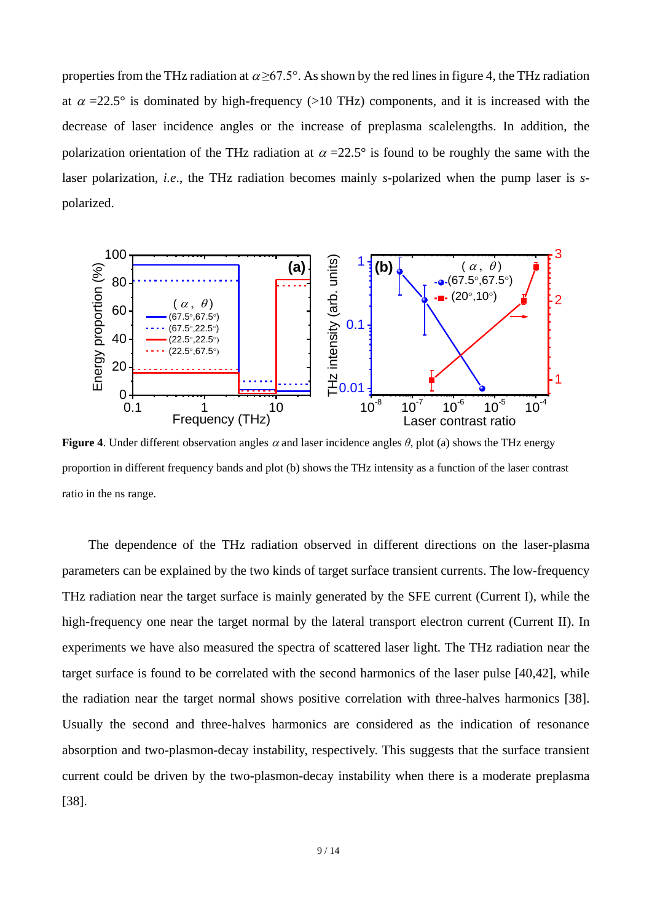properties from the THz radiation at $\alpha \geq 67.5°$. As shown by the red lines in figure 4, the THz radiation at $\alpha = 22.5°$ is dominated by high-frequency (>10 THz) components, and it is increased with the decrease of laser incidence angles or the increase of preplasma scalelengths. In addition, the polarization orientation of the THz radiation at $\alpha = 22.5°$ is found to be roughly the same with the laser polarization, *i.e*., the THz radiation becomes mainly *s*-polarized when the pump laser is *s*-polarized.

**Figure 4**. Under different observation angles $\alpha$ and laser incidence angles $\theta$, plot (a) shows the THz energy proportion in different frequency bands and plot (b) shows the THz intensity as a function of the laser contrast ratio in the ns range.

The dependence of the THz radiation observed in different directions on the laser-plasma parameters can be explained by the two kinds of target surface transient currents. The low-frequency THz radiation near the target surface is mainly generated by the SFE current (Current I), while the high-frequency one near the target normal by the lateral transport electron current (Current II). In experiments we have also measured the spectra of scattered laser light. The THz radiation near the target surface is found to be correlated with the second harmonics of the laser pulse [40,42], while the radiation near the target normal shows positive correlation with three-halves harmonics [38]. Usually the second and three-halves harmonics are considered as the indication of resonance absorption and two-plasmon-decay instability, respectively. This suggests that the surface transient current could be driven by the two-plasmon-decay instability when there is a moderate preplasma [38].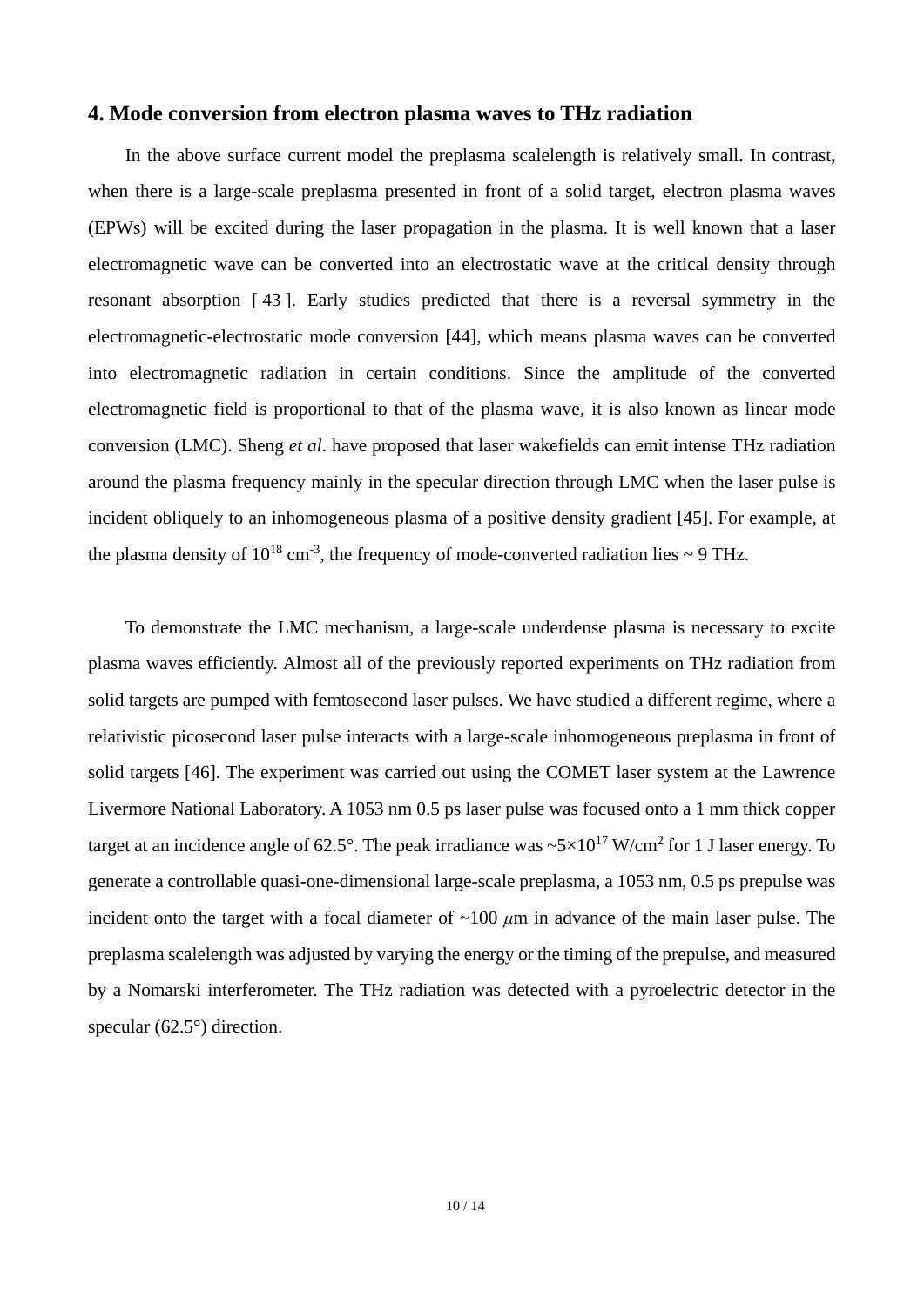## 4. Mode conversion from electron plasma waves to THz radiation

In the above surface current model the preplasma scalelength is relatively small. In contrast, when there is a large-scale preplasma presented in front of a solid target, electron plasma waves (EPWs) will be excited during the laser propagation in the plasma. It is well known that a laser electromagnetic wave can be converted into an electrostatic wave at the critical density through resonant absorption [43]. Early studies predicted that there is a reversal symmetry in the electromagnetic-electrostatic mode conversion [44], which means plasma waves can be converted into electromagnetic radiation in certain conditions. Since the amplitude of the converted electromagnetic field is proportional to that of the plasma wave, it is also known as linear mode conversion (LMC). Sheng *et al*. have proposed that laser wakefields can emit intense THz radiation around the plasma frequency mainly in the specular direction through LMC when the laser pulse is incident obliquely to an inhomogeneous plasma of a positive density gradient [45]. For example, at the plasma density of $10^{18}$ cm$^{-3}$, the frequency of mode-converted radiation lies ~ 9 THz.

To demonstrate the LMC mechanism, a large-scale underdense plasma is necessary to excite plasma waves efficiently. Almost all of the previously reported experiments on THz radiation from solid targets are pumped with femtosecond laser pulses. We have studied a different regime, where a relativistic picosecond laser pulse interacts with a large-scale inhomogeneous preplasma in front of solid targets [46]. The experiment was carried out using the COMET laser system at the Lawrence Livermore National Laboratory. A 1053 nm 0.5 ps laser pulse was focused onto a 1 mm thick copper target at an incidence angle of 62.5°. The peak irradiance was ~$5\times10^{17}$ W/cm$^2$ for 1 J laser energy. To generate a controllable quasi-one-dimensional large-scale preplasma, a 1053 nm, 0.5 ps prepulse was incident onto the target with a focal diameter of ~100 $\mu$m in advance of the main laser pulse. The preplasma scalelength was adjusted by varying the energy or the timing of the prepulse, and measured by a Nomarski interferometer. The THz radiation was detected with a pyroelectric detector in the specular (62.5°) direction.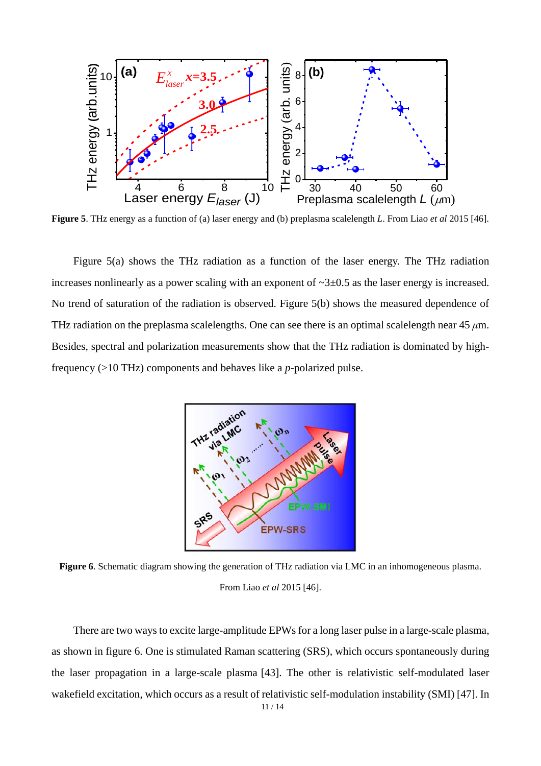**Figure 5**. THz energy as a function of (a) laser energy and (b) preplasma scalelength $L$. From Liao *et al* 2015 [46].

Figure 5(a) shows the THz radiation as a function of the laser energy. The THz radiation increases nonlinearly as a power scaling with an exponent of ~3±0.5 as the laser energy is increased. No trend of saturation of the radiation is observed. Figure 5(b) shows the measured dependence of THz radiation on the preplasma scalelengths. One can see there is an optimal scalelength near 45 $\mu$m. Besides, spectral and polarization measurements show that the THz radiation is dominated by high-frequency (>10 THz) components and behaves like a *p*-polarized pulse.

**Figure 6**. Schematic diagram showing the generation of THz radiation via LMC in an inhomogeneous plasma. From Liao *et al* 2015 [46].

There are two ways to excite large-amplitude EPWs for a long laser pulse in a large-scale plasma, as shown in figure 6. One is stimulated Raman scattering (SRS), which occurs spontaneously during the laser propagation in a large-scale plasma [43]. The other is relativistic self-modulated laser wakefield excitation, which occurs as a result of relativistic self-modulation instability (SMI) [47]. In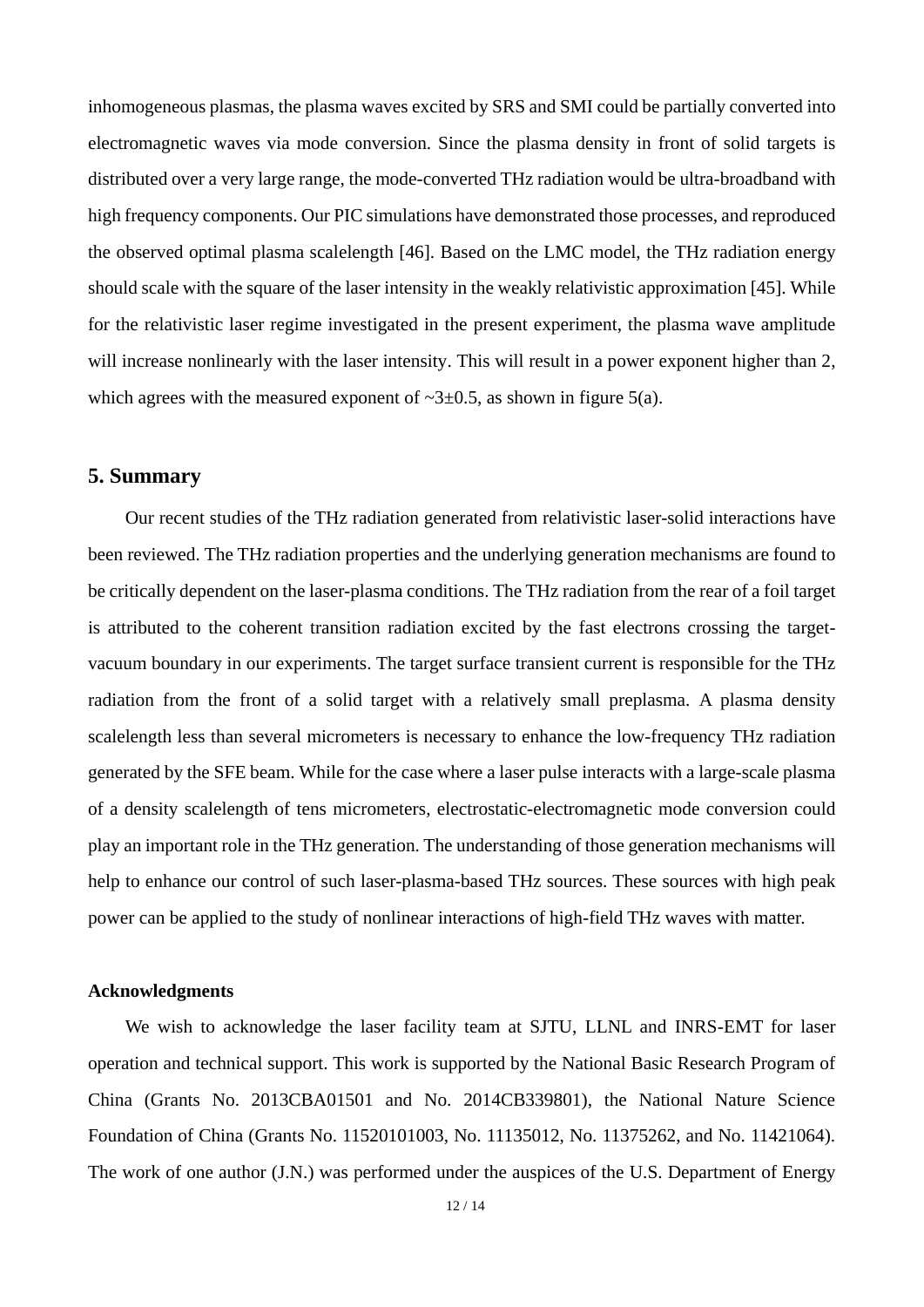inhomogeneous plasmas, the plasma waves excited by SRS and SMI could be partially converted into electromagnetic waves via mode conversion. Since the plasma density in front of solid targets is distributed over a very large range, the mode-converted THz radiation would be ultra-broadband with high frequency components. Our PIC simulations have demonstrated those processes, and reproduced the observed optimal plasma scalelength [46]. Based on the LMC model, the THz radiation energy should scale with the square of the laser intensity in the weakly relativistic approximation [45]. While for the relativistic laser regime investigated in the present experiment, the plasma wave amplitude will increase nonlinearly with the laser intensity. This will result in a power exponent higher than 2, which agrees with the measured exponent of ~3±0.5, as shown in figure 5(a).

## 5. Summary

Our recent studies of the THz radiation generated from relativistic laser-solid interactions have been reviewed. The THz radiation properties and the underlying generation mechanisms are found to be critically dependent on the laser-plasma conditions. The THz radiation from the rear of a foil target is attributed to the coherent transition radiation excited by the fast electrons crossing the target-vacuum boundary in our experiments. The target surface transient current is responsible for the THz radiation from the front of a solid target with a relatively small preplasma. A plasma density scalelength less than several micrometers is necessary to enhance the low-frequency THz radiation generated by the SFE beam. While for the case where a laser pulse interacts with a large-scale plasma of a density scalelength of tens micrometers, electrostatic-electromagnetic mode conversion could play an important role in the THz generation. The understanding of those generation mechanisms will help to enhance our control of such laser-plasma-based THz sources. These sources with high peak power can be applied to the study of nonlinear interactions of high-field THz waves with matter.

#### Acknowledgments

We wish to acknowledge the laser facility team at SJTU, LLNL and INRS-EMT for laser operation and technical support. This work is supported by the National Basic Research Program of China (Grants No. 2013CBA01501 and No. 2014CB339801), the National Nature Science Foundation of China (Grants No. 11520101003, No. 11135012, No. 11375262, and No. 11421064). The work of one author (J.N.) was performed under the auspices of the U.S. Department of Energy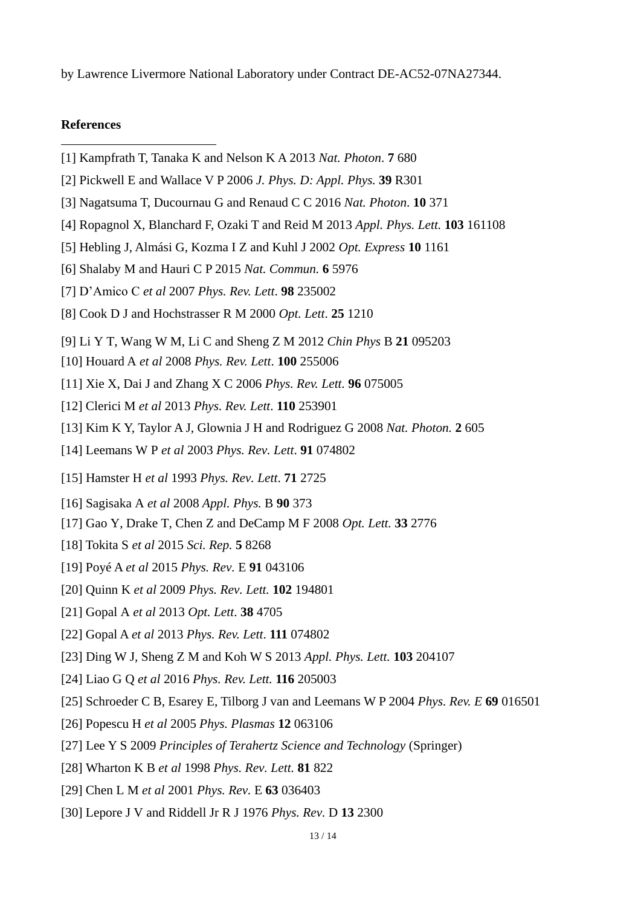by Lawrence Livermore National Laboratory under Contract DE-AC52-07NA27344.

**References**

[1] Kampfrath T, Tanaka K and Nelson K A 2013 *Nat. Photon*. **7** 680

[2] Pickwell E and Wallace V P 2006 *J. Phys. D: Appl. Phys.* **39** R301

[3] Nagatsuma T, Ducournau G and Renaud C C 2016 *Nat. Photon*. **10** 371

[4] Ropagnol X, Blanchard F, Ozaki T and Reid M 2013 *Appl. Phys. Lett.* **103** 161108

[5] Hebling J, Almási G, Kozma I Z and Kuhl J 2002 *Opt. Express* **10** 1161

[6] Shalaby M and Hauri C P 2015 *Nat. Commun.* **6** 5976

[7] D'Amico C *et al* 2007 *Phys. Rev. Lett*. **98** 235002

[8] Cook D J and Hochstrasser R M 2000 *Opt. Lett*. **25** 1210

[9] Li Y T, Wang W M, Li C and Sheng Z M 2012 *Chin Phys* B **21** 095203

[10] Houard A *et al* 2008 *Phys. Rev. Lett*. **100** 255006

[11] Xie X, Dai J and Zhang X C 2006 *Phys. Rev. Lett.* **96** 075005

[12] Clerici M *et al* 2013 *Phys. Rev. Lett*. **110** 253901

[13] Kim K Y, Taylor A J, Glownia J H and Rodriguez G 2008 *Nat. Photon.* **2** 605

[14] Leemans W P *et al* 2003 *Phys. Rev. Lett*. **91** 074802

[15] Hamster H *et al* 1993 *Phys. Rev. Lett*. **71** 2725

[16] Sagisaka A *et al* 2008 *Appl. Phys.* B **90** 373

[17] Gao Y, Drake T, Chen Z and DeCamp M F 2008 *Opt. Lett.* **33** 2776

[18] Tokita S *et al* 2015 *Sci. Rep.* **5** 8268

[19] Poyé A *et al* 2015 *Phys. Rev.* E **91** 043106

[20] Quinn K *et al* 2009 *Phys. Rev. Lett.* **102** 194801

[21] Gopal A *et al* 2013 *Opt. Lett*. **38** 4705

[22] Gopal A *et al* 2013 *Phys. Rev. Lett*. **111** 074802

[23] Ding W J, Sheng Z M and Koh W S 2013 *Appl. Phys. Lett.* **103** 204107

[24] Liao G Q *et al* 2016 *Phys. Rev. Lett.* **116** 205003

[25] Schroeder C B, Esarey E, Tilborg J van and Leemans W P 2004 *Phys. Rev. E* **69** 016501

[26] Popescu H *et al* 2005 *Phys. Plasmas* **12** 063106

[27] Lee Y S 2009 *Principles of Terahertz Science and Technology* (Springer)

[28] Wharton K B *et al* 1998 *Phys. Rev. Lett.* **81** 822

[29] Chen L M *et al* 2001 *Phys. Rev.* E **63** 036403

[30] Lepore J V and Riddell Jr R J 1976 *Phys. Rev.* D **13** 2300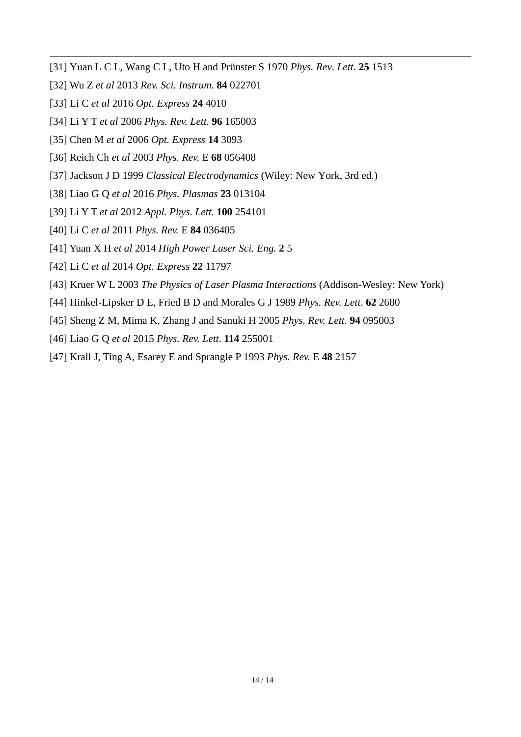[31] Yuan L C L, Wang C L, Uto H and Prünster S 1970 *Phys. Rev. Lett.* **25** 1513

[32] Wu Z *et al* 2013 *Rev. Sci. Instrum*. **84** 022701

[33] Li C *et al* 2016 *Opt. Express* **24** 4010

[34] Li Y T *et al* 2006 *Phys. Rev. Lett.* **96** 165003

[35] Chen M *et al* 2006 *Opt. Express* **14** 3093

[36] Reich Ch *et al* 2003 *Phys. Rev.* E **68** 056408

[37] Jackson J D 1999 *Classical Electrodynamics* (Wiley: New York, 3rd ed.)

[38] Liao G Q *et al* 2016 *Phys. Plasmas* **23** 013104

[39] Li Y T *et al* 2012 *Appl. Phys. Lett.* **100** 254101

[40] Li C *et al* 2011 *Phys. Rev.* E **84** 036405

[41] Yuan X H *et al* 2014 *High Power Laser Sci. Eng.* **2** 5

[42] Li C *et al* 2014 *Opt. Express* **22** 11797

[43] Kruer W L 2003 *The Physics of Laser Plasma Interactions* (Addison-Wesley: New York)

[44] Hinkel-Lipsker D E, Fried B D and Morales G J 1989 *Phys. Rev. Lett*. **62** 2680

[45] Sheng Z M, Mima K, Zhang J and Sanuki H 2005 *Phys. Rev. Lett.* **94** 095003

[46] Liao G Q *et al* 2015 *Phys. Rev. Lett*. **114** 255001

[47] Krall J, Ting A, Esarey E and Sprangle P 1993 *Phys. Rev.* E **48** 2157